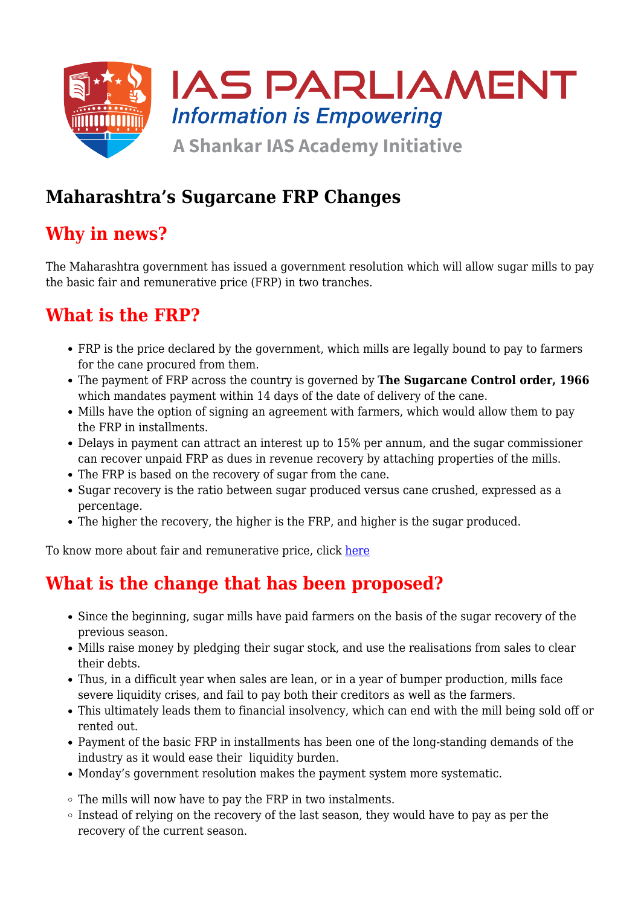# Maharashtra's Sugarcane FRP Changes

## Why in news?

The Maharashtra government has issued a government resolution which will allow sugar mills to pay the basic fair and remunerative price (FRP) in two tranches.

## What is the FRP?

- FRP is the price declared by the government, which mills are legally bound to pay to farmers for the cane procured from them.
- The payment of FRP across the country is governed by **The Sugarcane Control order, 1966** which mandates payment within 14 days of the date of delivery of the cane.
- Mills have the option of signing an agreement with farmers, which would allow them to pay the FRP in installments.
- Delays in payment can attract an interest up to 15% per annum, and the sugar commissioner can recover unpaid FRP as dues in revenue recovery by attaching properties of the mills.
- The FRP is based on the recovery of sugar from the cane.
- Sugar recovery is the ratio between sugar produced versus cane crushed, expressed as a percentage.
- The higher the recovery, the higher is the FRP, and higher is the sugar produced.

To know more about fair and remunerative price, click here

## What is the change that has been proposed?

- Since the beginning, sugar mills have paid farmers on the basis of the sugar recovery of the previous season.
- Mills raise money by pledging their sugar stock, and use the realisations from sales to clear their debts.
- Thus, in a difficult year when sales are lean, or in a year of bumper production, mills face severe liquidity crises, and fail to pay both their creditors as well as the farmers.
- This ultimately leads them to financial insolvency, which can end with the mill being sold off or rented out.
- Payment of the basic FRP in installments has been one of the long-standing demands of the industry as it would ease their liquidity burden.
- Monday's government resolution makes the payment system more systematic.
  - The mills will now have to pay the FRP in two instalments.
  - Instead of relying on the recovery of the last season, they would have to pay as per the recovery of the current season.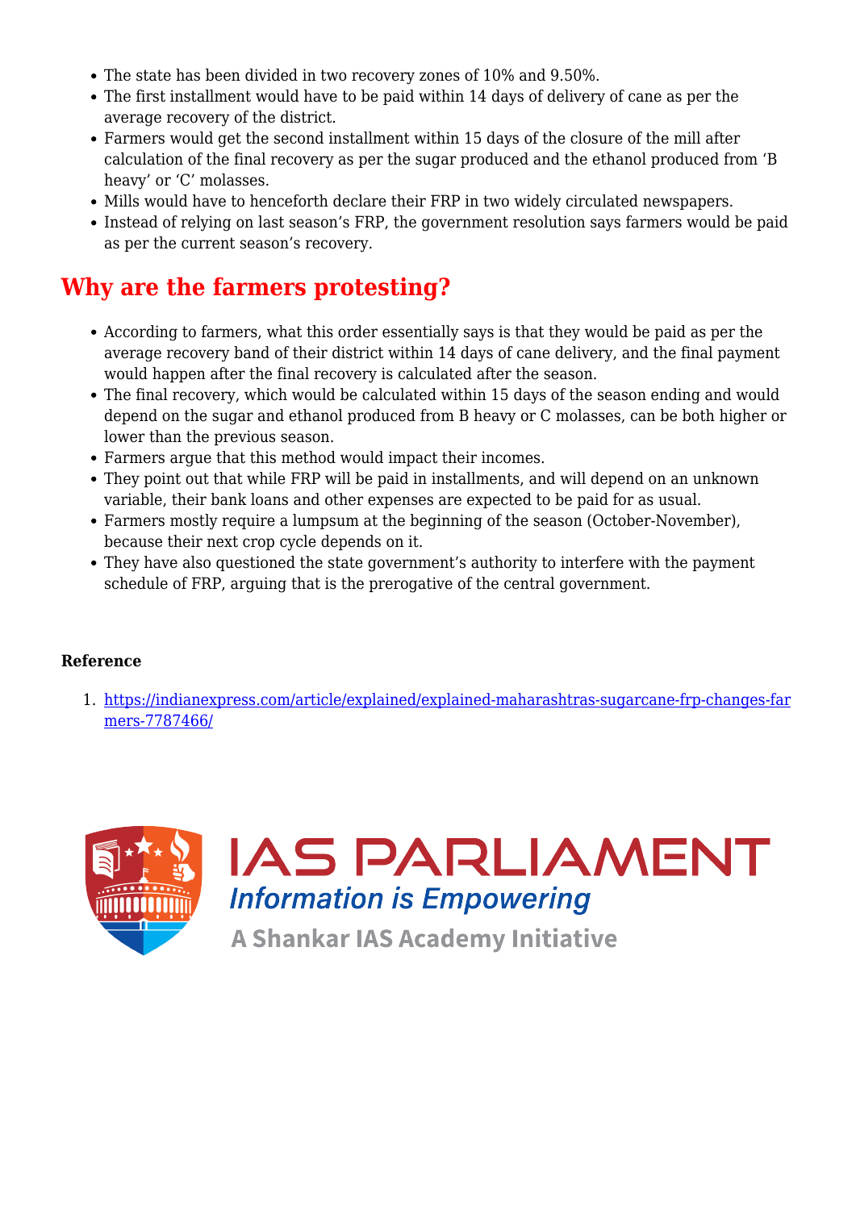- The state has been divided in two recovery zones of 10% and 9.50%.
- The first installment would have to be paid within 14 days of delivery of cane as per the average recovery of the district.
- Farmers would get the second installment within 15 days of the closure of the mill after calculation of the final recovery as per the sugar produced and the ethanol produced from 'B heavy' or 'C' molasses.
- Mills would have to henceforth declare their FRP in two widely circulated newspapers.
- Instead of relying on last season's FRP, the government resolution says farmers would be paid as per the current season's recovery.

## Why are the farmers protesting?

- According to farmers, what this order essentially says is that they would be paid as per the average recovery band of their district within 14 days of cane delivery, and the final payment would happen after the final recovery is calculated after the season.
- The final recovery, which would be calculated within 15 days of the season ending and would depend on the sugar and ethanol produced from B heavy or C molasses, can be both higher or lower than the previous season.
- Farmers argue that this method would impact their incomes.
- They point out that while FRP will be paid in installments, and will depend on an unknown variable, their bank loans and other expenses are expected to be paid for as usual.
- Farmers mostly require a lumpsum at the beginning of the season (October-November), because their next crop cycle depends on it.
- They have also questioned the state government's authority to interfere with the payment schedule of FRP, arguing that is the prerogative of the central government.

**Reference**

1. https://indianexpress.com/article/explained/explained-maharashtras-sugarcane-frp-changes-farmers-7787466/

IAS PARLIAMENT

*Information is Empowering*

A Shankar IAS Academy Initiative